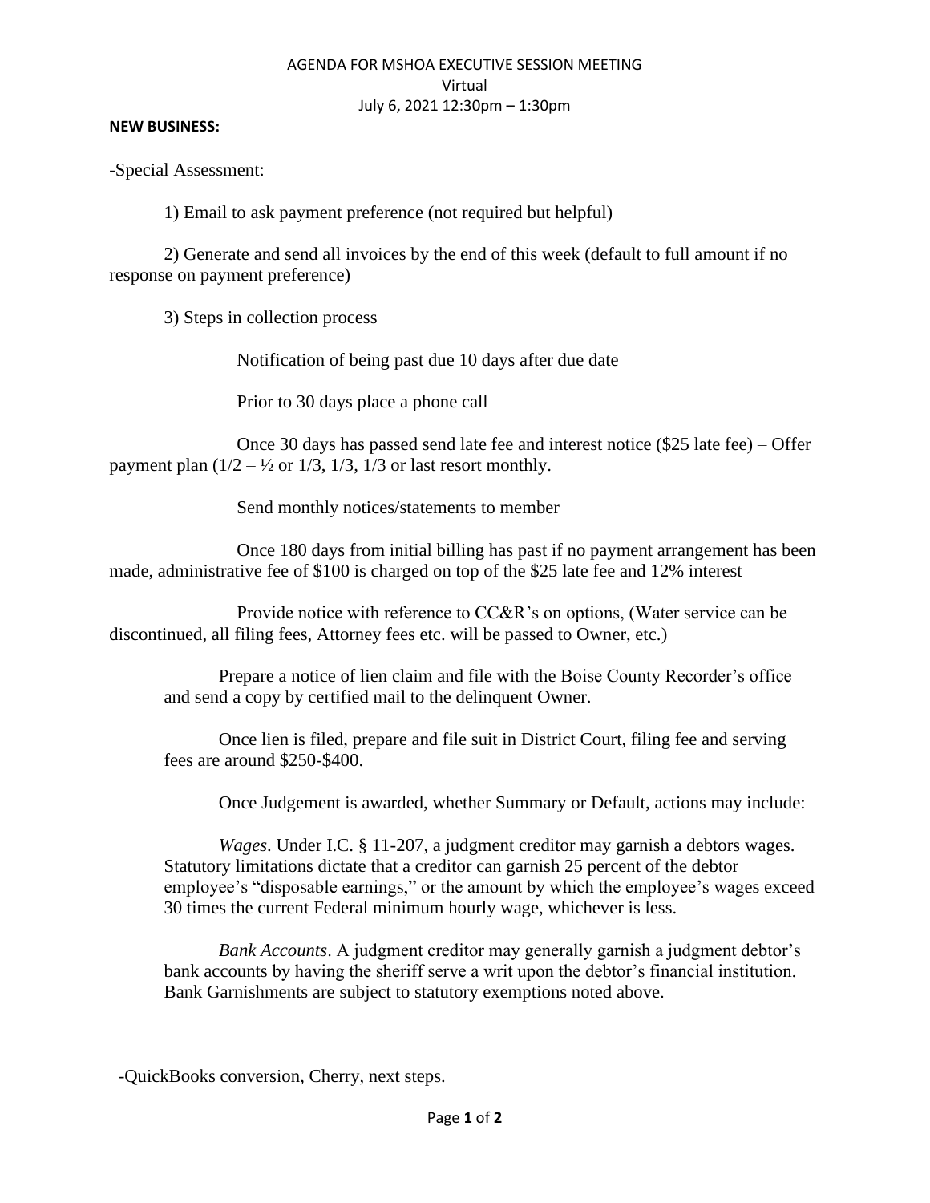AGENDA FOR MSHOA EXECUTIVE SESSION MEETING

Virtual

July 6, 2021 12:30pm – 1:30pm

**NEW BUSINESS:**

-Special Assessment:

1) Email to ask payment preference (not required but helpful)

2) Generate and send all invoices by the end of this week (default to full amount if no response on payment preference)

3) Steps in collection process

Notification of being past due 10 days after due date

Prior to 30 days place a phone call

Once 30 days has passed send late fee and interest notice ($25 late fee) – Offer payment plan (1/2 – ½ or 1/3, 1/3, 1/3 or last resort monthly.

Send monthly notices/statements to member

Once 180 days from initial billing has past if no payment arrangement has been made, administrative fee of $100 is charged on top of the $25 late fee and 12% interest

Provide notice with reference to CC&R's on options, (Water service can be discontinued, all filing fees, Attorney fees etc. will be passed to Owner, etc.)

Prepare a notice of lien claim and file with the Boise County Recorder's office and send a copy by certified mail to the delinquent Owner.

Once lien is filed, prepare and file suit in District Court, filing fee and serving fees are around $250-$400.

Once Judgement is awarded, whether Summary or Default, actions may include:

*Wages*. Under I.C. § 11-207, a judgment creditor may garnish a debtors wages. Statutory limitations dictate that a creditor can garnish 25 percent of the debtor employee's "disposable earnings," or the amount by which the employee's wages exceed 30 times the current Federal minimum hourly wage, whichever is less.

*Bank Accounts*. A judgment creditor may generally garnish a judgment debtor's bank accounts by having the sheriff serve a writ upon the debtor's financial institution. Bank Garnishments are subject to statutory exemptions noted above.

-QuickBooks conversion, Cherry, next steps.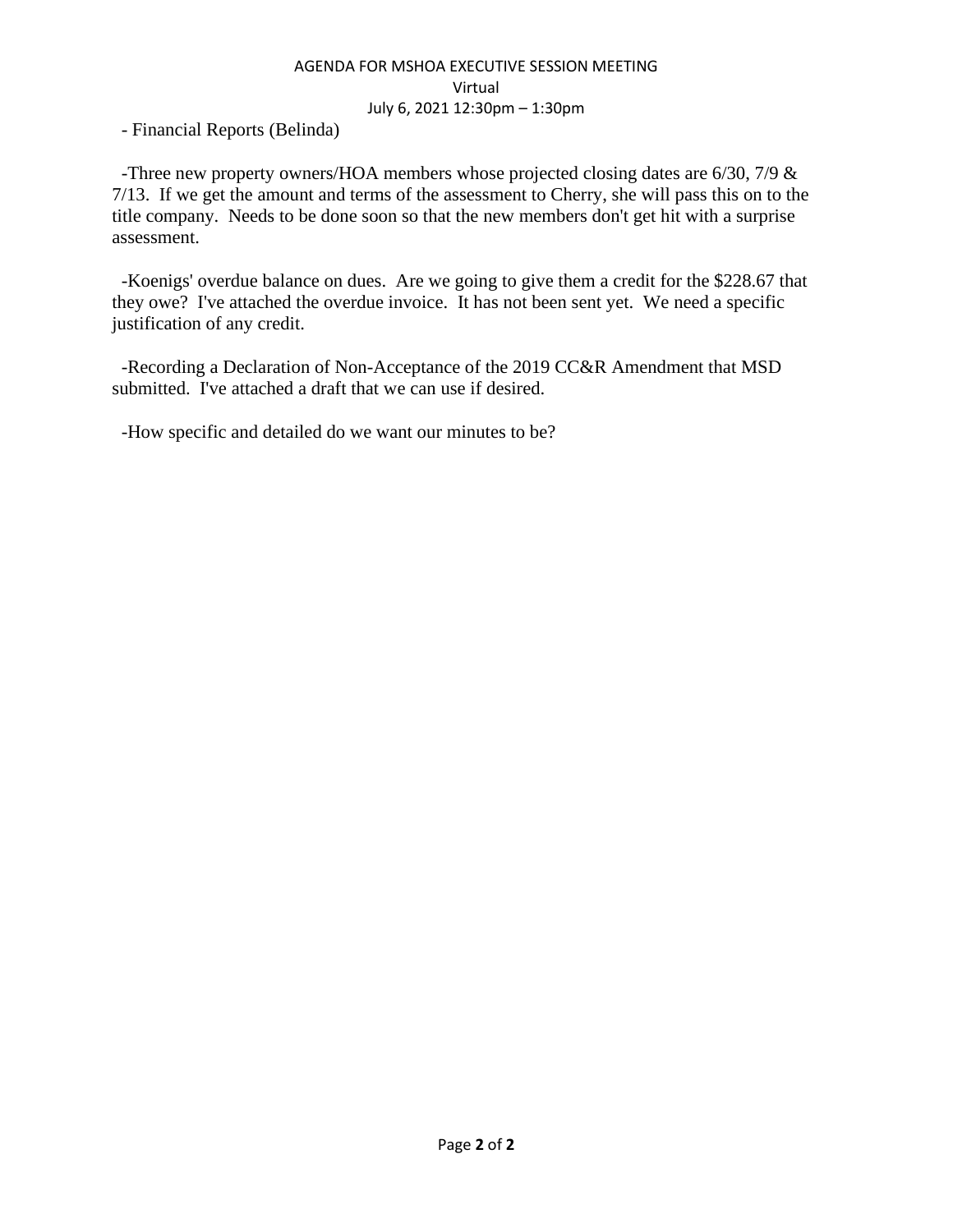AGENDA FOR MSHOA EXECUTIVE SESSION MEETING
Virtual
July 6, 2021 12:30pm – 1:30pm

- Financial Reports (Belinda)

-Three new property owners/HOA members whose projected closing dates are 6/30, 7/9 & 7/13. If we get the amount and terms of the assessment to Cherry, she will pass this on to the title company. Needs to be done soon so that the new members don't get hit with a surprise assessment.

-Koenigs' overdue balance on dues. Are we going to give them a credit for the $228.67 that they owe? I've attached the overdue invoice. It has not been sent yet. We need a specific justification of any credit.

-Recording a Declaration of Non-Acceptance of the 2019 CC&R Amendment that MSD submitted. I've attached a draft that we can use if desired.

-How specific and detailed do we want our minutes to be?